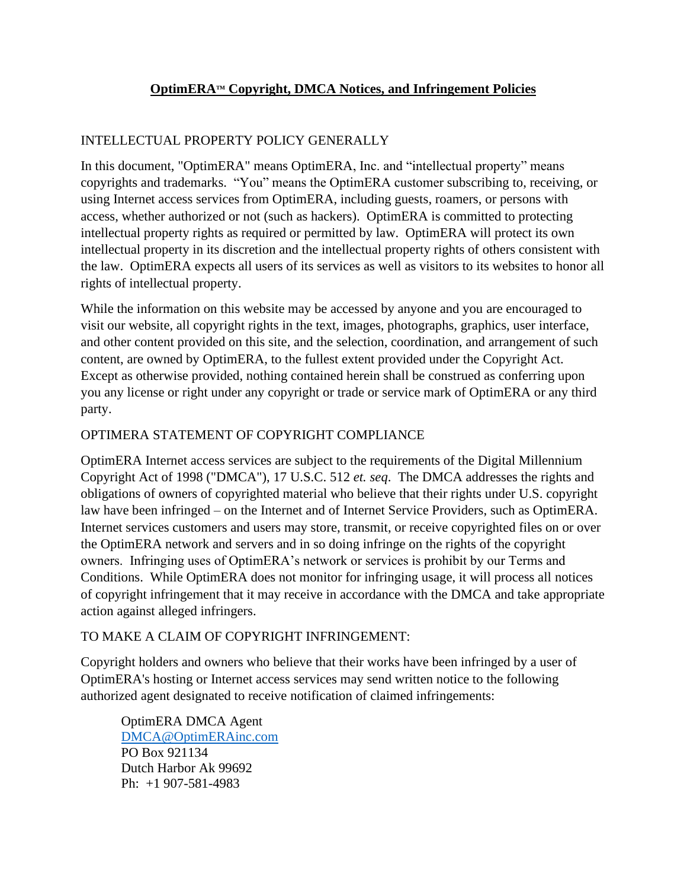# OptimERA™ Copyright, DMCA Notices, and Infringement Policies

## INTELLECTUAL PROPERTY POLICY GENERALLY

In this document, "OptimERA" means OptimERA, Inc. and "intellectual property" means copyrights and trademarks. "You" means the OptimERA customer subscribing to, receiving, or using Internet access services from OptimERA, including guests, roamers, or persons with access, whether authorized or not (such as hackers). OptimERA is committed to protecting intellectual property rights as required or permitted by law. OptimERA will protect its own intellectual property in its discretion and the intellectual property rights of others consistent with the law. OptimERA expects all users of its services as well as visitors to its websites to honor all rights of intellectual property.

While the information on this website may be accessed by anyone and you are encouraged to visit our website, all copyright rights in the text, images, photographs, graphics, user interface, and other content provided on this site, and the selection, coordination, and arrangement of such content, are owned by OptimERA, to the fullest extent provided under the Copyright Act. Except as otherwise provided, nothing contained herein shall be construed as conferring upon you any license or right under any copyright or trade or service mark of OptimERA or any third party.

## OPTIMERA STATEMENT OF COPYRIGHT COMPLIANCE

OptimERA Internet access services are subject to the requirements of the Digital Millennium Copyright Act of 1998 ("DMCA"), 17 U.S.C. 512 *et. seq*. The DMCA addresses the rights and obligations of owners of copyrighted material who believe that their rights under U.S. copyright law have been infringed – on the Internet and of Internet Service Providers, such as OptimERA. Internet services customers and users may store, transmit, or receive copyrighted files on or over the OptimERA network and servers and in so doing infringe on the rights of the copyright owners. Infringing uses of OptimERA's network or services is prohibit by our Terms and Conditions. While OptimERA does not monitor for infringing usage, it will process all notices of copyright infringement that it may receive in accordance with the DMCA and take appropriate action against alleged infringers.

## TO MAKE A CLAIM OF COPYRIGHT INFRINGEMENT:

Copyright holders and owners who believe that their works have been infringed by a user of OptimERA's hosting or Internet access services may send written notice to the following authorized agent designated to receive notification of claimed infringements:

OptimERA DMCA Agent
DMCA@OptimERAinc.com
PO Box 921134
Dutch Harbor Ak 99692
Ph: +1 907-581-4983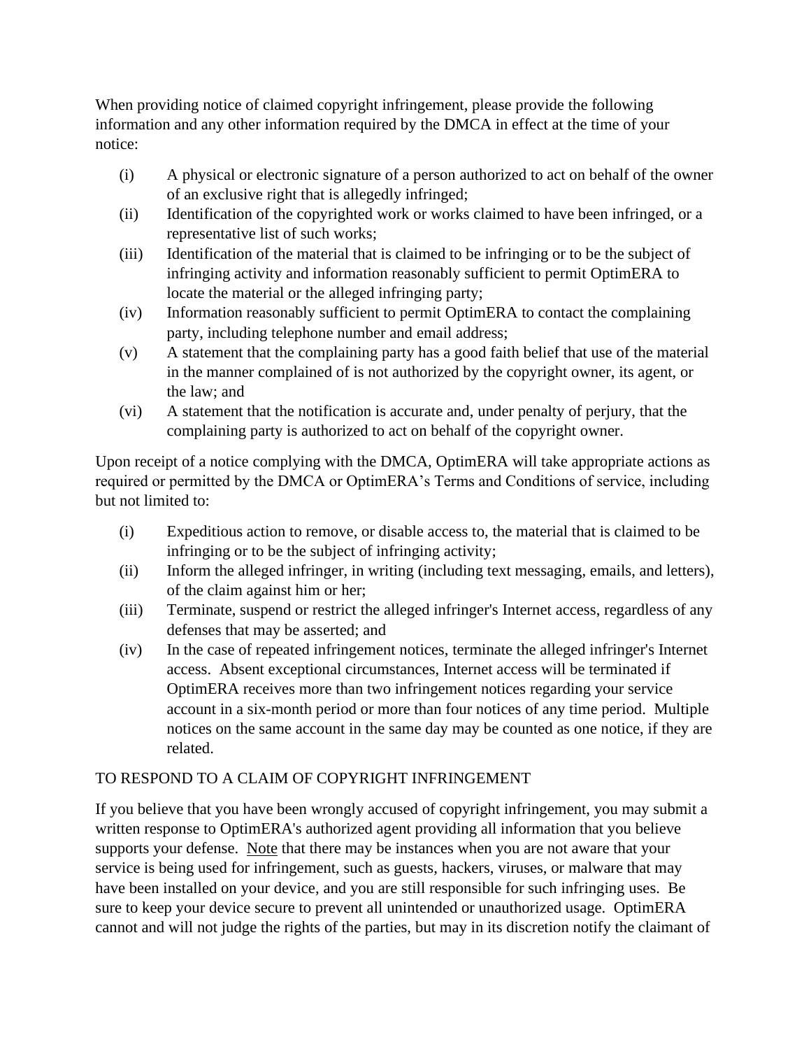When providing notice of claimed copyright infringement, please provide the following information and any other information required by the DMCA in effect at the time of your notice:

(i) A physical or electronic signature of a person authorized to act on behalf of the owner of an exclusive right that is allegedly infringed;

(ii) Identification of the copyrighted work or works claimed to have been infringed, or a representative list of such works;

(iii) Identification of the material that is claimed to be infringing or to be the subject of infringing activity and information reasonably sufficient to permit OptimERA to locate the material or the alleged infringing party;

(iv) Information reasonably sufficient to permit OptimERA to contact the complaining party, including telephone number and email address;

(v) A statement that the complaining party has a good faith belief that use of the material in the manner complained of is not authorized by the copyright owner, its agent, or the law; and

(vi) A statement that the notification is accurate and, under penalty of perjury, that the complaining party is authorized to act on behalf of the copyright owner.

Upon receipt of a notice complying with the DMCA, OptimERA will take appropriate actions as required or permitted by the DMCA or OptimERA's Terms and Conditions of service, including but not limited to:

(i) Expeditious action to remove, or disable access to, the material that is claimed to be infringing or to be the subject of infringing activity;

(ii) Inform the alleged infringer, in writing (including text messaging, emails, and letters), of the claim against him or her;

(iii) Terminate, suspend or restrict the alleged infringer's Internet access, regardless of any defenses that may be asserted; and

(iv) In the case of repeated infringement notices, terminate the alleged infringer's Internet access. Absent exceptional circumstances, Internet access will be terminated if OptimERA receives more than two infringement notices regarding your service account in a six-month period or more than four notices of any time period. Multiple notices on the same account in the same day may be counted as one notice, if they are related.

TO RESPOND TO A CLAIM OF COPYRIGHT INFRINGEMENT

If you believe that you have been wrongly accused of copyright infringement, you may submit a written response to OptimERA's authorized agent providing all information that you believe supports your defense. <u>Note</u> that there may be instances when you are not aware that your service is being used for infringement, such as guests, hackers, viruses, or malware that may have been installed on your device, and you are still responsible for such infringing uses. Be sure to keep your device secure to prevent all unintended or unauthorized usage. OptimERA cannot and will not judge the rights of the parties, but may in its discretion notify the claimant of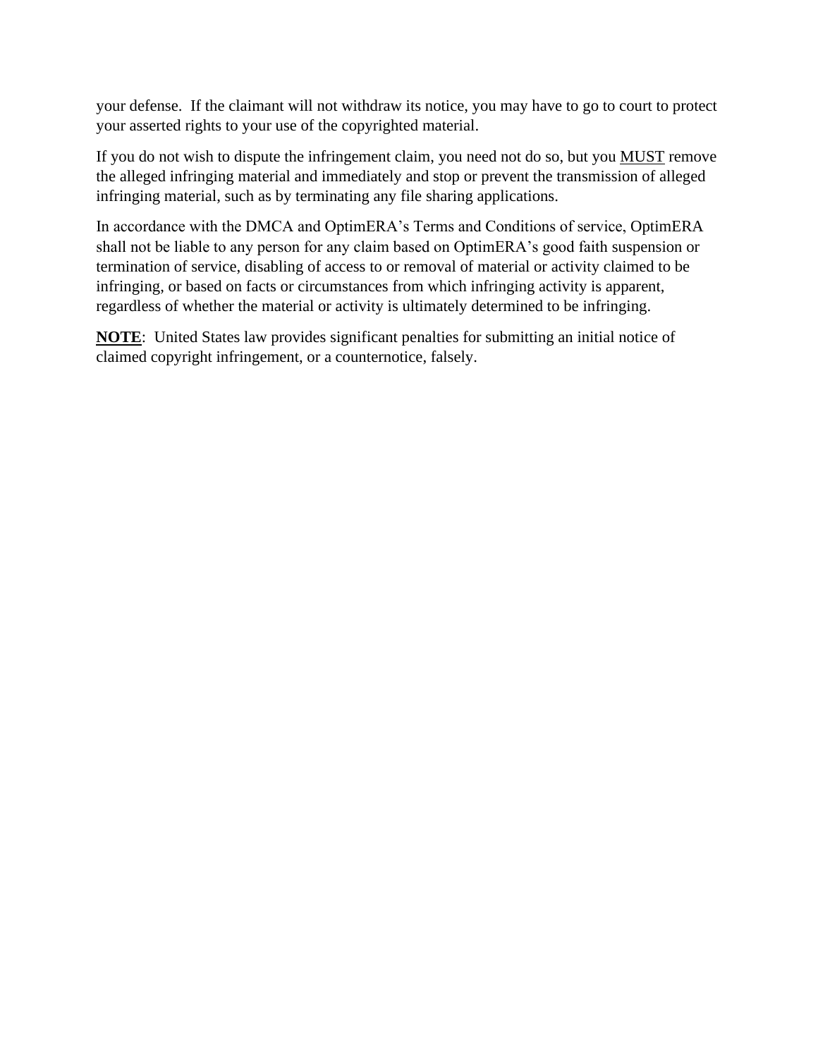your defense. If the claimant will not withdraw its notice, you may have to go to court to protect your asserted rights to your use of the copyrighted material.

If you do not wish to dispute the infringement claim, you need not do so, but you <u>MUST</u> remove the alleged infringing material and immediately and stop or prevent the transmission of alleged infringing material, such as by terminating any file sharing applications.

In accordance with the DMCA and OptimERA's Terms and Conditions of service, OptimERA shall not be liable to any person for any claim based on OptimERA's good faith suspension or termination of service, disabling of access to or removal of material or activity claimed to be infringing, or based on facts or circumstances from which infringing activity is apparent, regardless of whether the material or activity is ultimately determined to be infringing.

**<u>NOTE</u>**: United States law provides significant penalties for submitting an initial notice of claimed copyright infringement, or a counternotice, falsely.